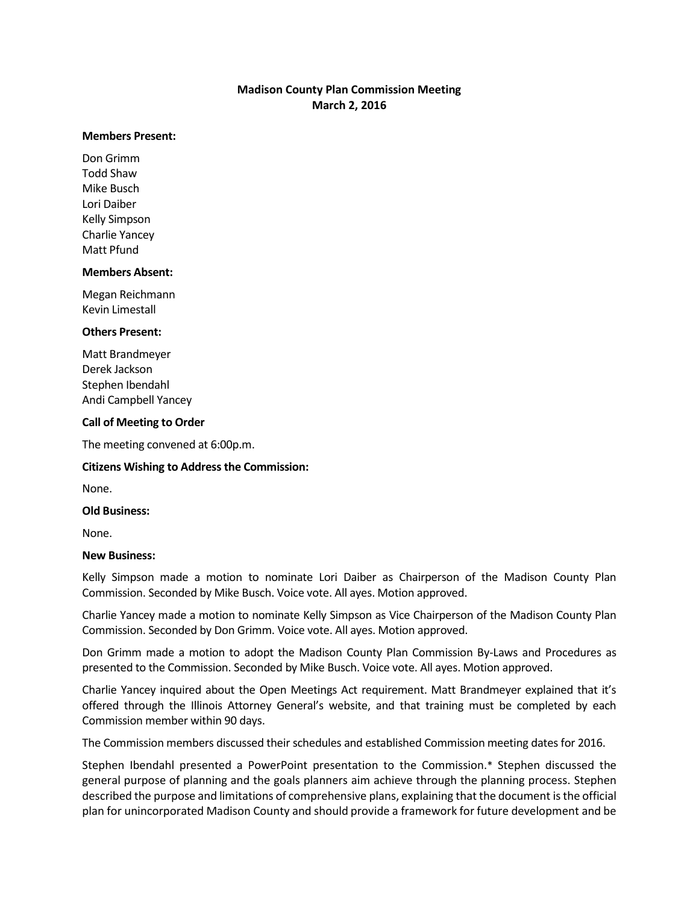# Madison County Plan Commission Meeting
## March 2, 2016

**Members Present:**

Don Grimm
Todd Shaw
Mike Busch
Lori Daiber
Kelly Simpson
Charlie Yancey
Matt Pfund

**Members Absent:**

Megan Reichmann
Kevin Limestall

**Others Present:**

Matt Brandmeyer
Derek Jackson
Stephen Ibendahl
Andi Campbell Yancey

**Call of Meeting to Order**

The meeting convened at 6:00p.m.

**Citizens Wishing to Address the Commission:**

None.

**Old Business:**

None.

**New Business:**

Kelly Simpson made a motion to nominate Lori Daiber as Chairperson of the Madison County Plan Commission. Seconded by Mike Busch. Voice vote. All ayes. Motion approved.

Charlie Yancey made a motion to nominate Kelly Simpson as Vice Chairperson of the Madison County Plan Commission. Seconded by Don Grimm. Voice vote. All ayes. Motion approved.

Don Grimm made a motion to adopt the Madison County Plan Commission By-Laws and Procedures as presented to the Commission. Seconded by Mike Busch. Voice vote. All ayes. Motion approved.

Charlie Yancey inquired about the Open Meetings Act requirement. Matt Brandmeyer explained that it's offered through the Illinois Attorney General's website, and that training must be completed by each Commission member within 90 days.

The Commission members discussed their schedules and established Commission meeting dates for 2016.

Stephen Ibendahl presented a PowerPoint presentation to the Commission.* Stephen discussed the general purpose of planning and the goals planners aim achieve through the planning process. Stephen described the purpose and limitations of comprehensive plans, explaining that the document is the official plan for unincorporated Madison County and should provide a framework for future development and be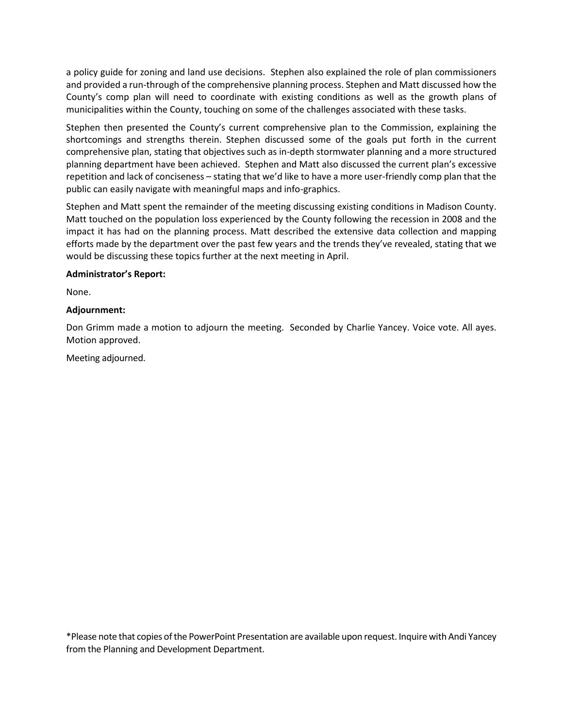a policy guide for zoning and land use decisions. Stephen also explained the role of plan commissioners and provided a run-through of the comprehensive planning process. Stephen and Matt discussed how the County's comp plan will need to coordinate with existing conditions as well as the growth plans of municipalities within the County, touching on some of the challenges associated with these tasks.

Stephen then presented the County's current comprehensive plan to the Commission, explaining the shortcomings and strengths therein. Stephen discussed some of the goals put forth in the current comprehensive plan, stating that objectives such as in-depth stormwater planning and a more structured planning department have been achieved. Stephen and Matt also discussed the current plan's excessive repetition and lack of conciseness – stating that we'd like to have a more user-friendly comp plan that the public can easily navigate with meaningful maps and info-graphics.

Stephen and Matt spent the remainder of the meeting discussing existing conditions in Madison County. Matt touched on the population loss experienced by the County following the recession in 2008 and the impact it has had on the planning process. Matt described the extensive data collection and mapping efforts made by the department over the past few years and the trends they've revealed, stating that we would be discussing these topics further at the next meeting in April.

**Administrator's Report:**

None.

**Adjournment:**

Don Grimm made a motion to adjourn the meeting. Seconded by Charlie Yancey. Voice vote. All ayes. Motion approved.

Meeting adjourned.

*Please note that copies of the PowerPoint Presentation are available upon request. Inquire with Andi Yancey from the Planning and Development Department.